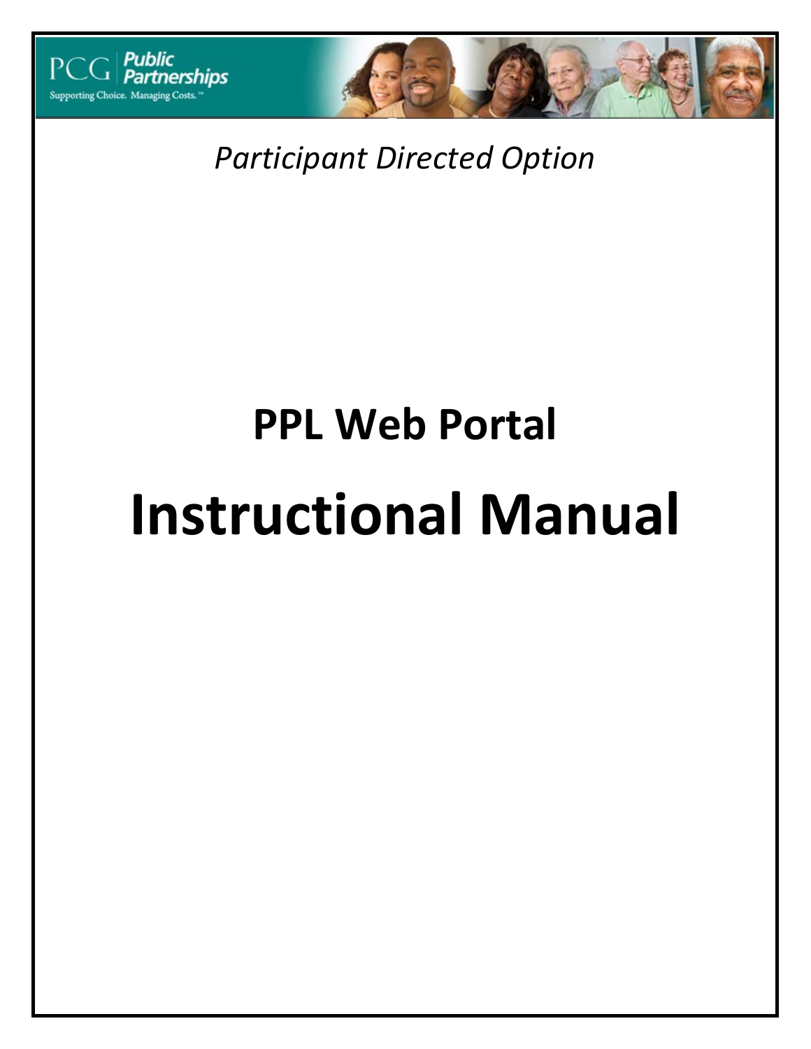PCG | Public Partnerships
Supporting Choice. Managing Costs.™

*Participant Directed Option*

# PPL Web Portal

# Instructional Manual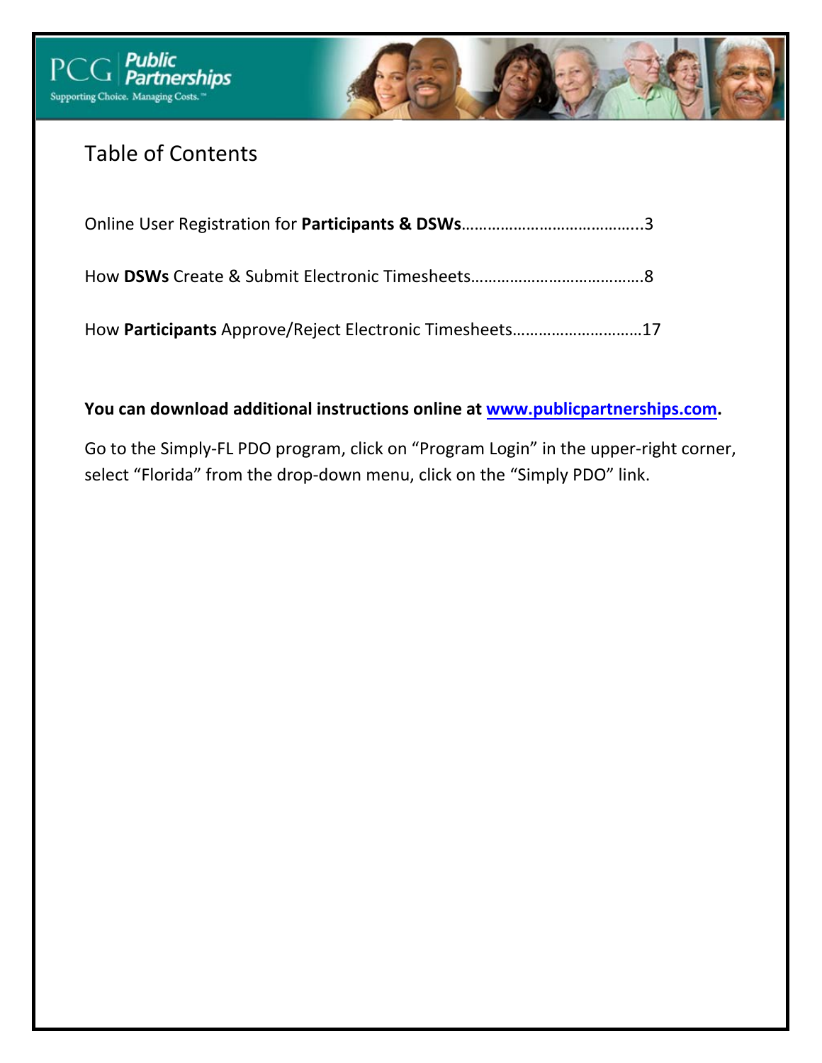# Table of Contents

Online User Registration for **Participants & DSWs**…………………………………..3

How **DSWs** Create & Submit Electronic Timesheets…………………………………8

How **Participants** Approve/Reject Electronic Timesheets…………………………17

**You can download additional instructions online at [www.publicpartnerships.com](http://www.publicpartnerships.com).**

Go to the Simply-FL PDO program, click on "Program Login" in the upper-right corner, select "Florida" from the drop-down menu, click on the "Simply PDO" link.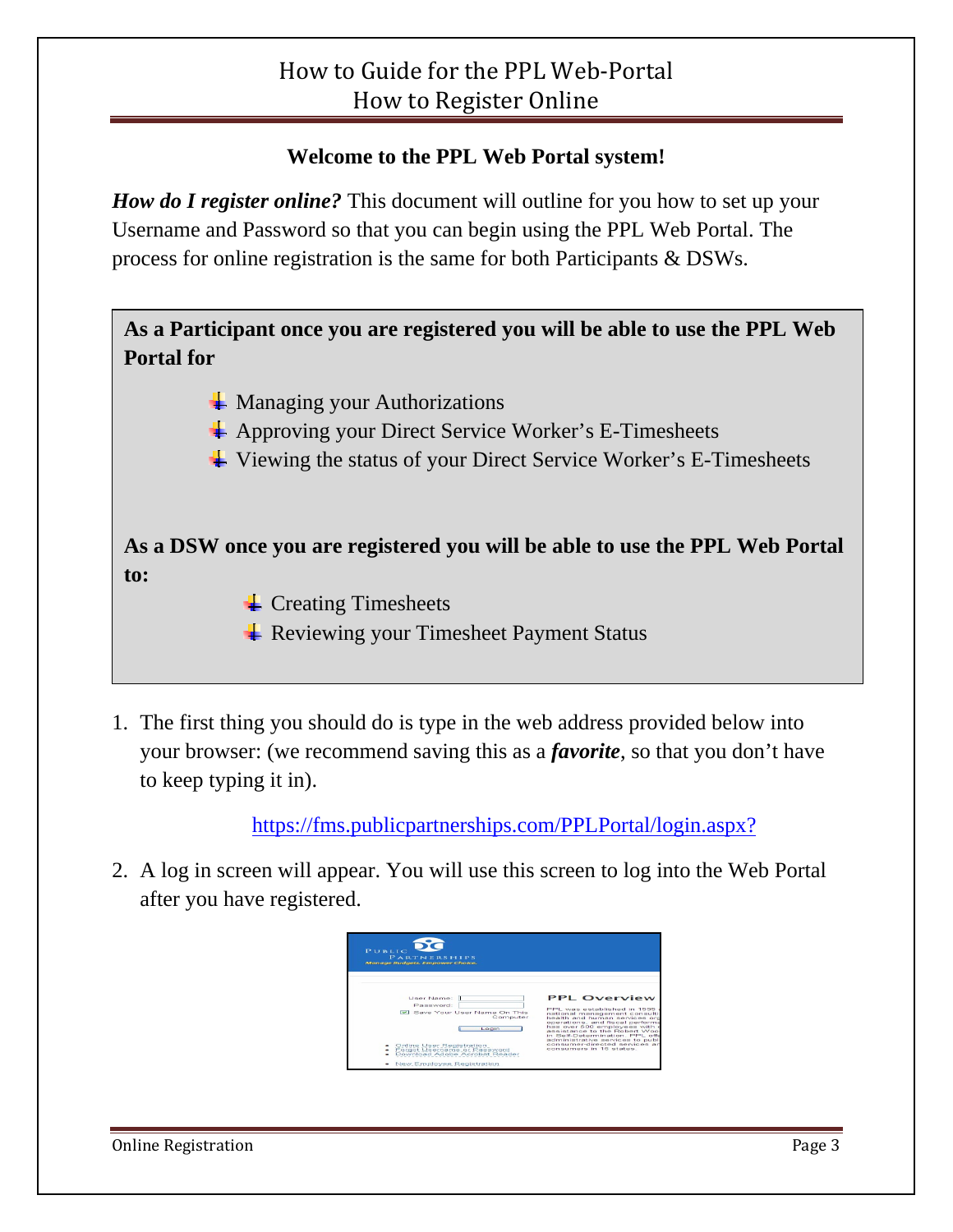# How to Guide for the PPL Web-Portal
## How to Register Online

**Welcome to the PPL Web Portal system!**

***How do I register online?*** This document will outline for you how to set up your Username and Password so that you can begin using the PPL Web Portal. The process for online registration is the same for both Participants & DSWs.

**As a Participant once you are registered you will be able to use the PPL Web Portal for**

- Managing your Authorizations
- Approving your Direct Service Worker's E-Timesheets
- Viewing the status of your Direct Service Worker's E-Timesheets

**As a DSW once you are registered you will be able to use the PPL Web Portal to:**

- Creating Timesheets
- Reviewing your Timesheet Payment Status

1. The first thing you should do is type in the web address provided below into your browser: (we recommend saving this as a ***favorite***, so that you don't have to keep typing it in).

   https://fms.publicpartnerships.com/PPLPortal/login.aspx?

2. A log in screen will appear. You will use this screen to log into the Web Portal after you have registered.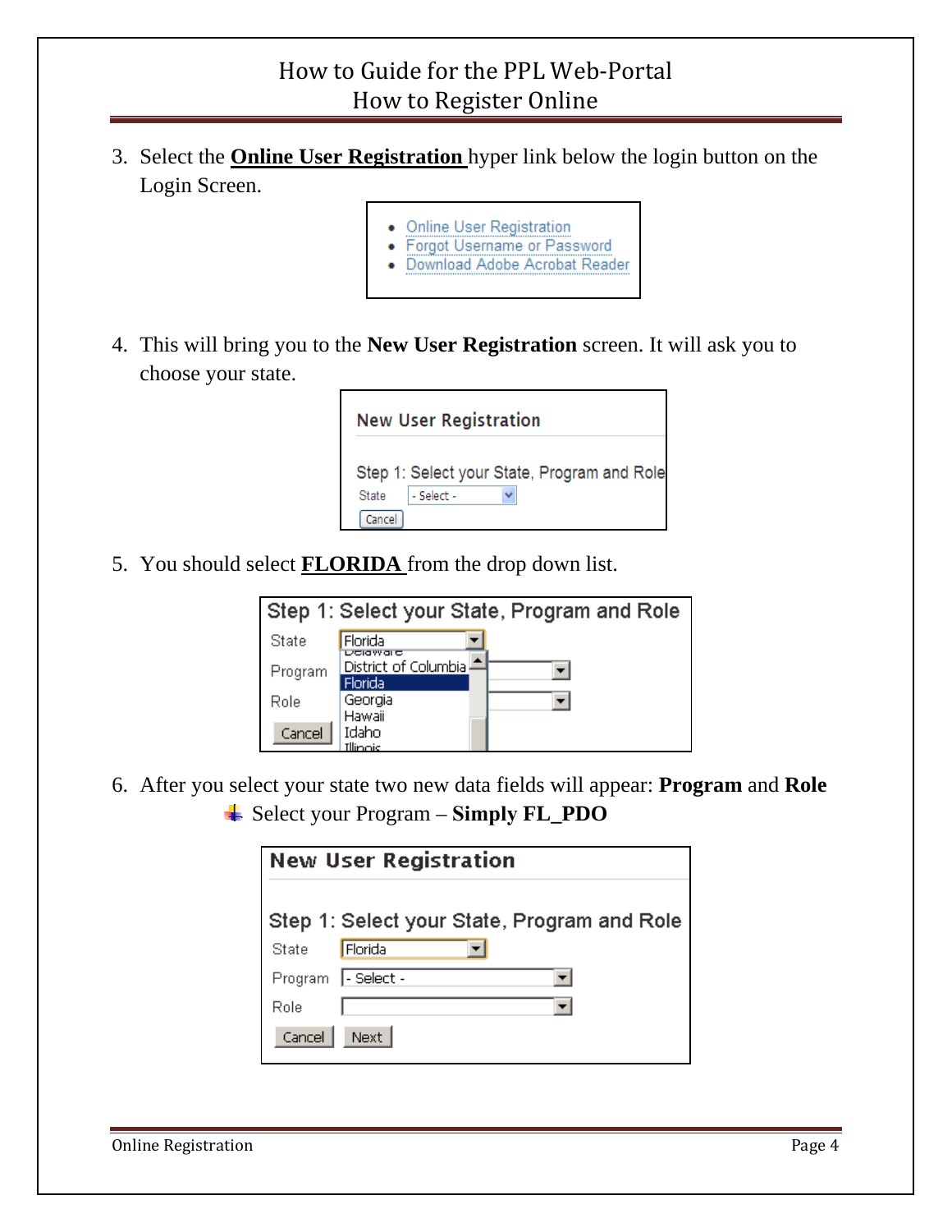3. Select the **Online User Registration** hyper link below the login button on the Login Screen.

4. This will bring you to the **New User Registration** screen. It will ask you to choose your state.

5. You should select **FLORIDA** from the drop down list.

6. After you select your state two new data fields will appear: **Program** and **Role**
   - Select your Program – **Simply FL_PDO**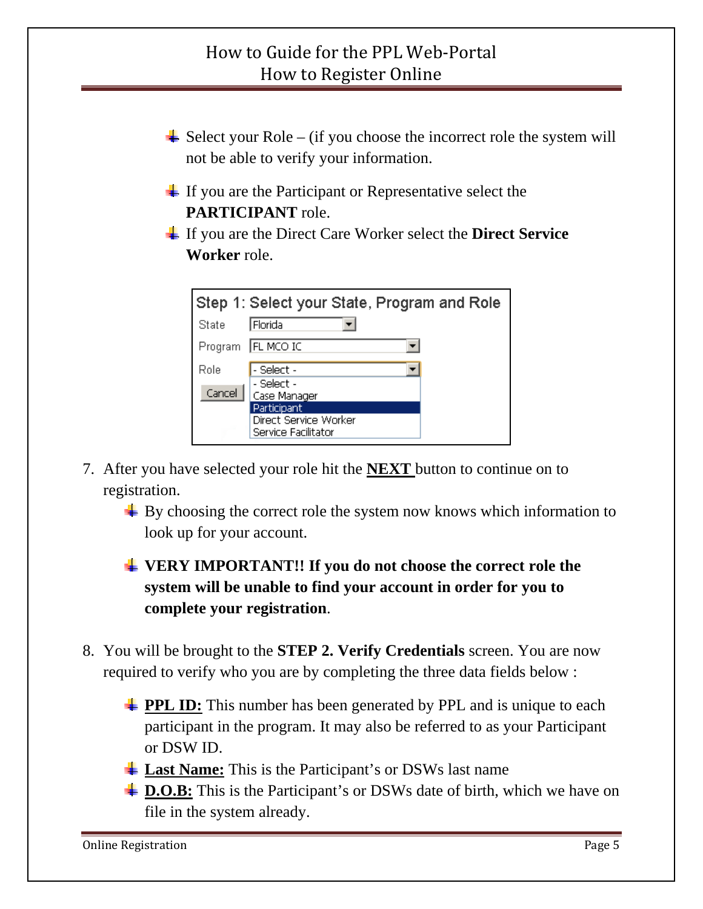- Select your Role – (if you choose the incorrect role the system will not be able to verify your information.
- If you are the Participant or Representative select the **PARTICIPANT** role.
- If you are the Direct Care Worker select the **Direct Service Worker** role.

Step 1: Select your State, Program and Role

State: Florida
Program: FL MCO IC
Role: - Select -

- - Select -
- Case Manager
- Participant
- Direct Service Worker
- Service Facilitator

Cancel

7. After you have selected your role hit the **NEXT** button to continue on to registration.
   - By choosing the correct role the system now knows which information to look up for your account.
   - **VERY IMPORTANT!! If you do not choose the correct role the system will be unable to find your account in order for you to complete your registration**.

8. You will be brought to the **STEP 2. Verify Credentials** screen. You are now required to verify who you are by completing the three data fields below :
   - **PPL ID:** This number has been generated by PPL and is unique to each participant in the program. It may also be referred to as your Participant or DSW ID.
   - **Last Name:** This is the Participant's or DSWs last name
   - **D.O.B:** This is the Participant's or DSWs date of birth, which we have on file in the system already.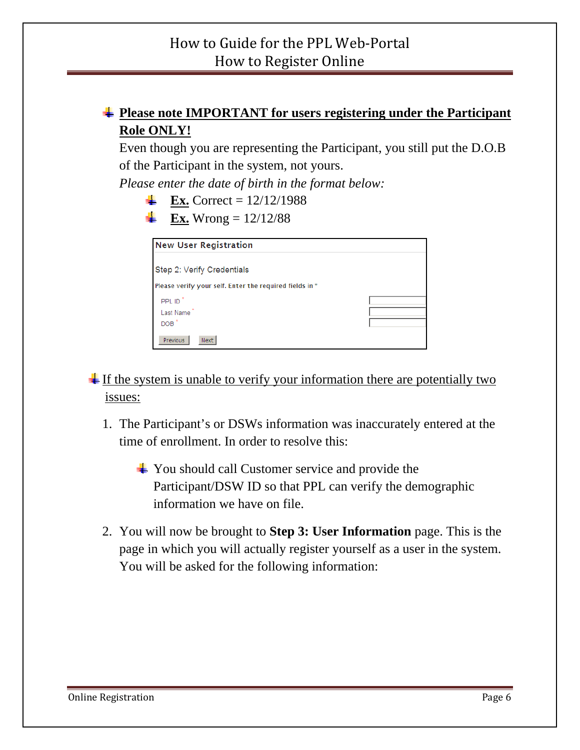- **<u>Please note IMPORTANT for users registering under the Participant Role ONLY!</u>**

  Even though you are representing the Participant, you still put the D.O.B of the Participant in the system, not yours.

  *Please enter the date of birth in the format below:*

  - **<u>Ex.</u>** Correct = 12/12/1988
  - **<u>Ex.</u>** Wrong = 12/12/88

**New User Registration**

Step 2: Verify Credentials

Please verify your self. Enter the required fields in *

PPL ID *

Last Name *

DOB *

Previous | Next

- <u>If the system is unable to verify your information there are potentially two issues:</u>

1. The Participant's or DSWs information was inaccurately entered at the time of enrollment. In order to resolve this:

   - You should call Customer service and provide the Participant/DSW ID so that PPL can verify the demographic information we have on file.

2. You will now be brought to **Step 3: User Information** page. This is the page in which you will actually register yourself as a user in the system. You will be asked for the following information: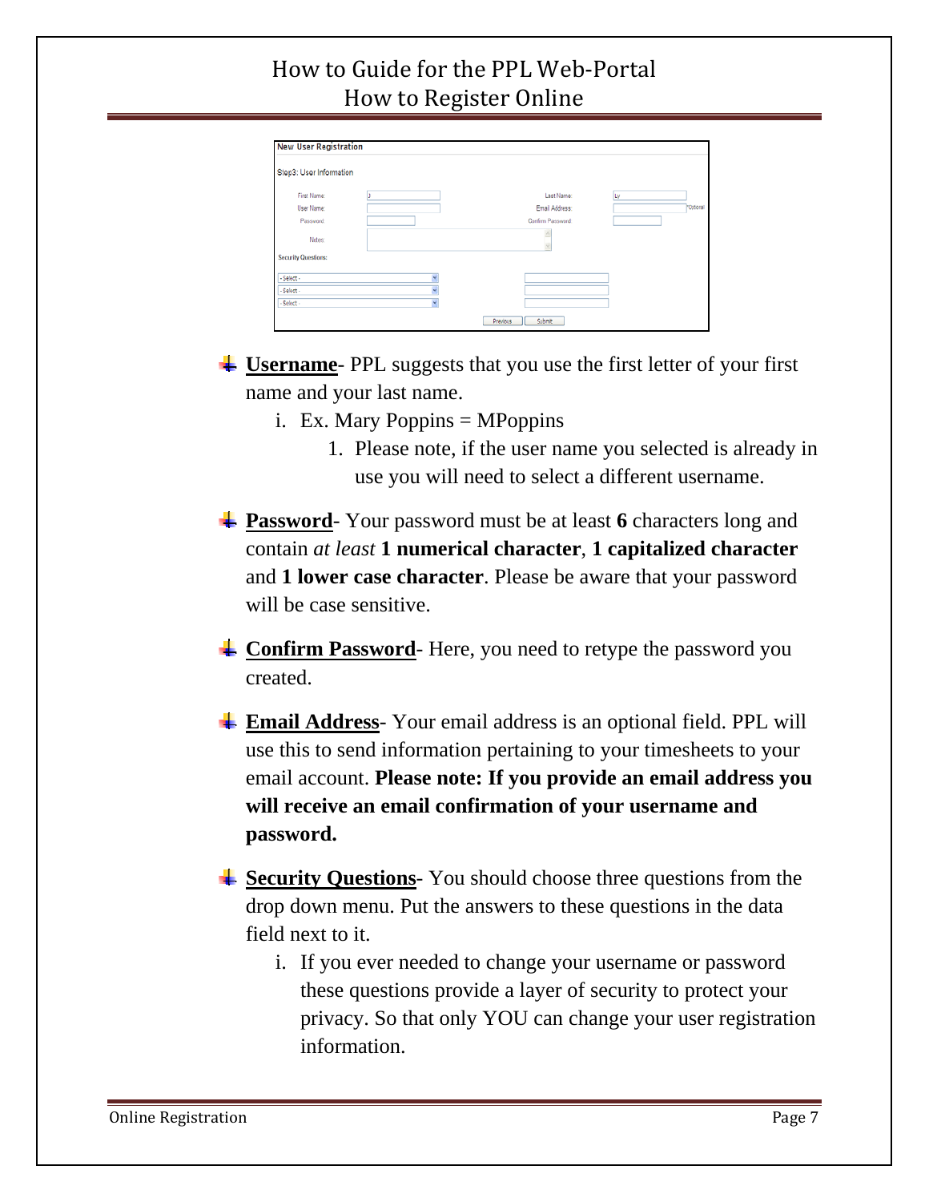- **Username**- PPL suggests that you use the first letter of your first name and your last name.
  - i. Ex. Mary Poppins = MPoppins
    1. Please note, if the user name you selected is already in use you will need to select a different username.

- **Password**- Your password must be at least **6** characters long and contain *at least* **1 numerical character**, **1 capitalized character** and **1 lower case character**. Please be aware that your password will be case sensitive.

- **Confirm Password**- Here, you need to retype the password you created.

- **Email Address**- Your email address is an optional field. PPL will use this to send information pertaining to your timesheets to your email account. **Please note: If you provide an email address you will receive an email confirmation of your username and password.**

- **Security Questions**- You should choose three questions from the drop down menu. Put the answers to these questions in the data field next to it.
  - i. If you ever needed to change your username or password these questions provide a layer of security to protect your privacy. So that only YOU can change your user registration information.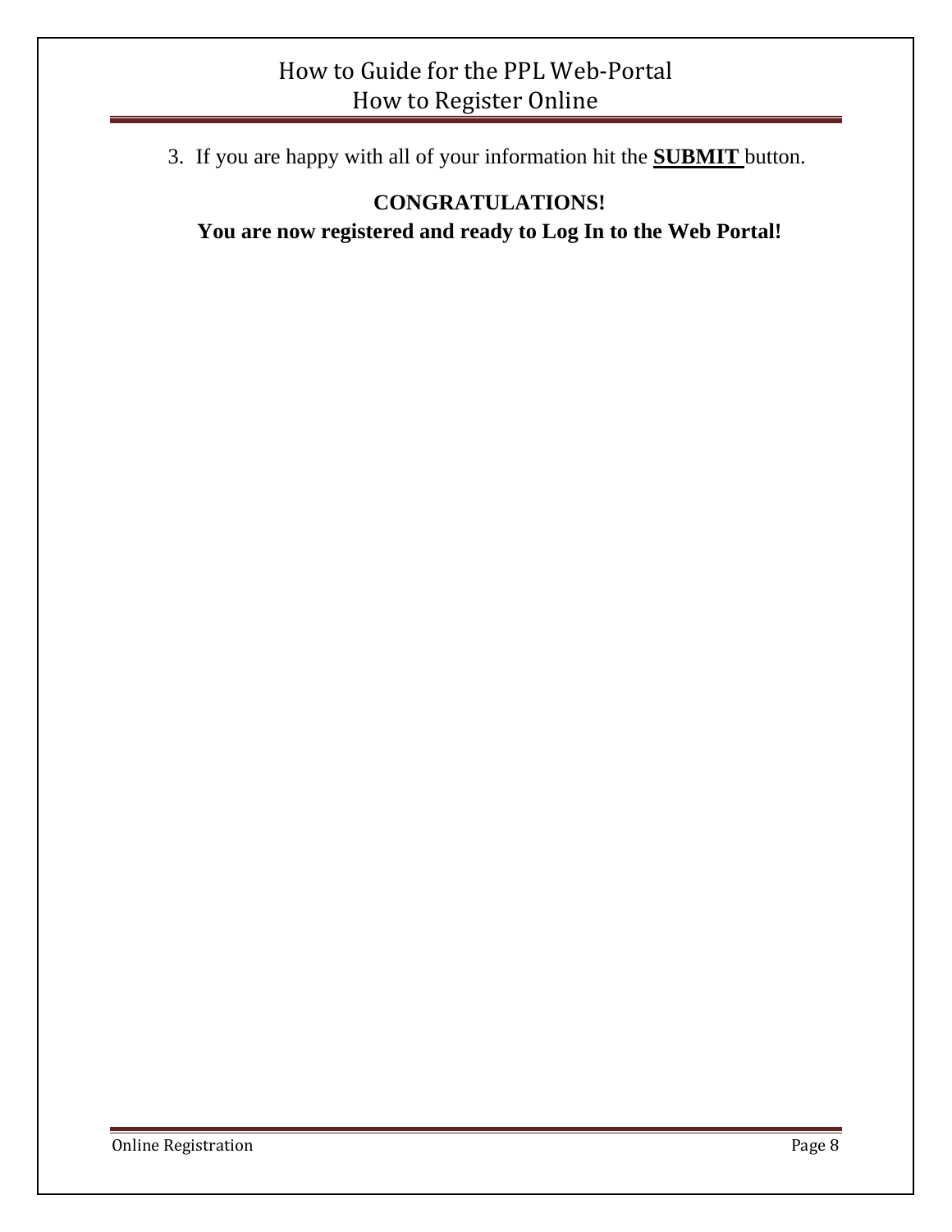3. If you are happy with all of your information hit the **SUBMIT** button.

**CONGRATULATIONS!**

**You are now registered and ready to Log In to the Web Portal!**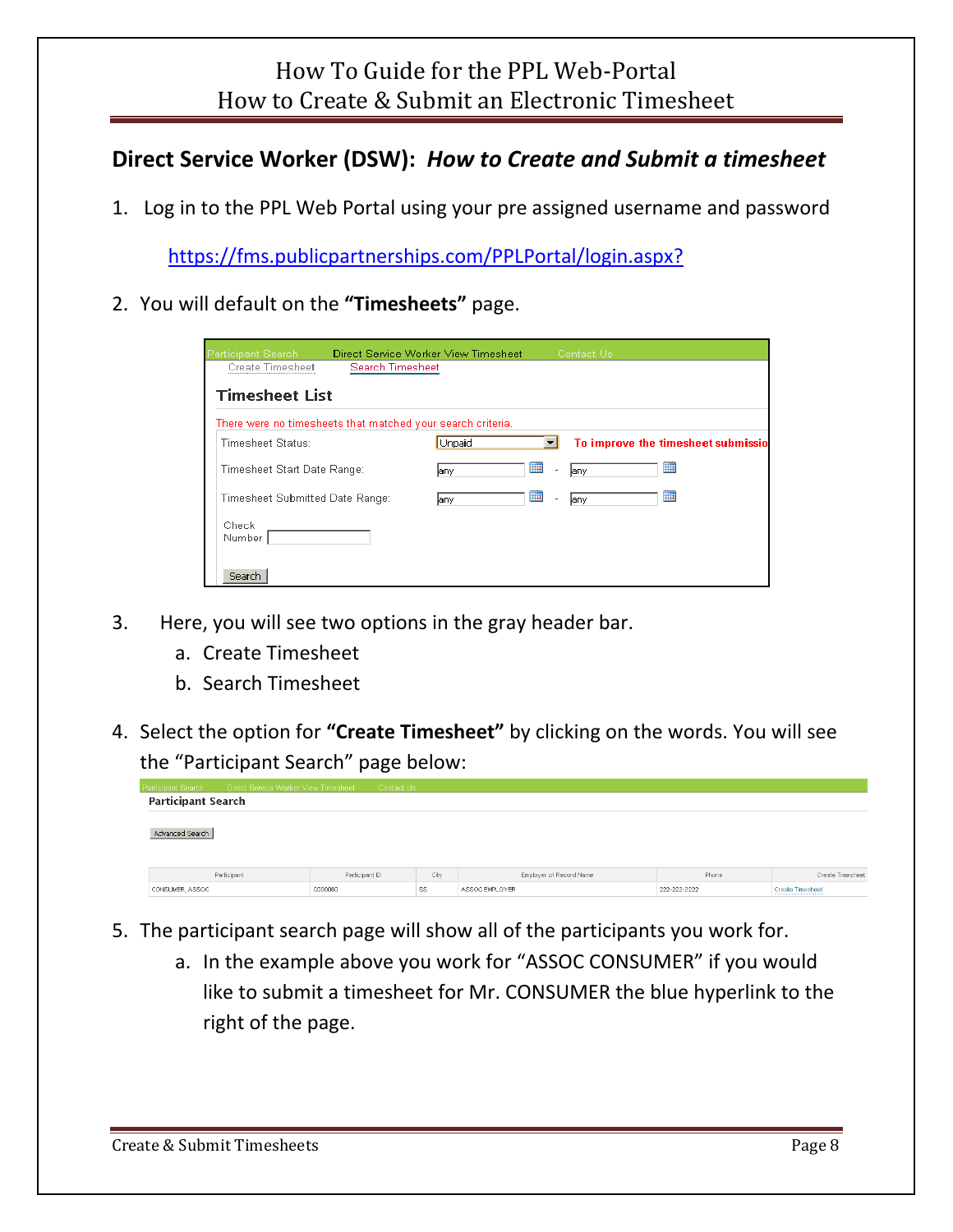## Direct Service Worker (DSW): *How to Create and Submit a timesheet*

1. Log in to the PPL Web Portal using your pre assigned username and password

   https://fms.publicpartnerships.com/PPLPortal/login.aspx?

2. You will default on the **"Timesheets"** page.

3. Here, you will see two options in the gray header bar.
   a. Create Timesheet
   b. Search Timesheet

4. Select the option for **"Create Timesheet"** by clicking on the words. You will see the "Participant Search" page below:

5. The participant search page will show all of the participants you work for.
   a. In the example above you work for "ASSOC CONSUMER" if you would like to submit a timesheet for Mr. CONSUMER the blue hyperlink to the right of the page.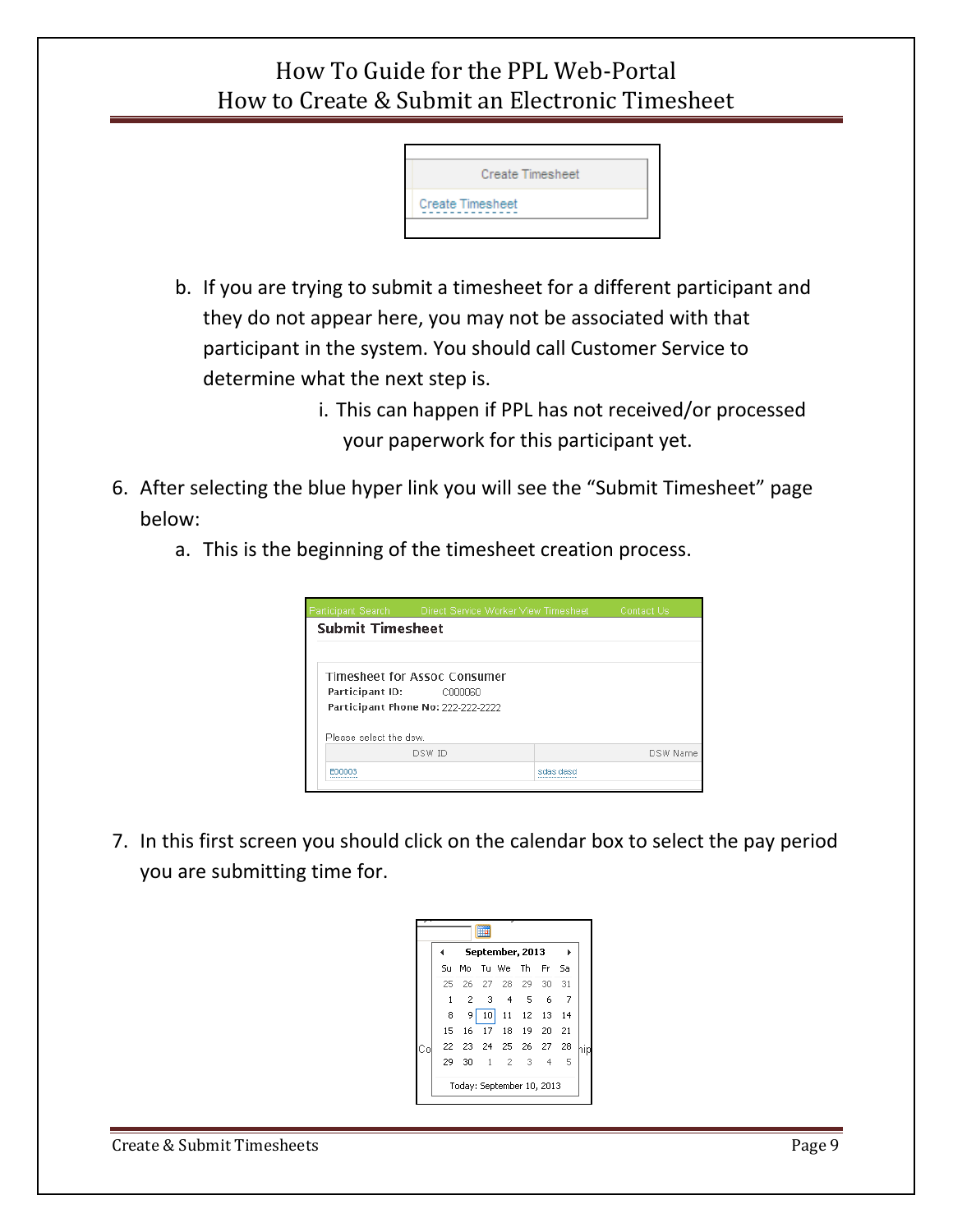Create Timesheet

Create Timesheet

b. If you are trying to submit a timesheet for a different participant and they do not appear here, you may not be associated with that participant in the system. You should call Customer Service to determine what the next step is.

   i. This can happen if PPL has not received/or processed your paperwork for this participant yet.

6. After selecting the blue hyper link you will see the "Submit Timesheet" page below:

   a. This is the beginning of the timesheet creation process.

Participant Search    Direct Service Worker View Timesheet    Contact Us

**Submit Timesheet**

Timesheet for Assoc Consumer

**Participant ID:** C000060

**Participant Phone No:** 222-222-2222

Please select the dsw.

| DSW ID | DSW Name |
| --- | --- |
| E00003 | sdas dasd |

7. In this first screen you should click on the calendar box to select the pay period you are submitting time for.

| Su | Mo | Tu | We | Th | Fr | Sa |
| --- | --- | --- | --- | --- | --- | --- |
| 25 | 26 | 27 | 28 | 29 | 30 | 31 |
| 1 | 2 | 3 | 4 | 5 | 6 | 7 |
| 8 | 9 | 10 | 11 | 12 | 13 | 14 |
| 15 | 16 | 17 | 18 | 19 | 20 | 21 |
| 22 | 23 | 24 | 25 | 26 | 27 | 28 |
| 29 | 30 | 1 | 2 | 3 | 4 | 5 |

September, 2013

Today: September 10, 2013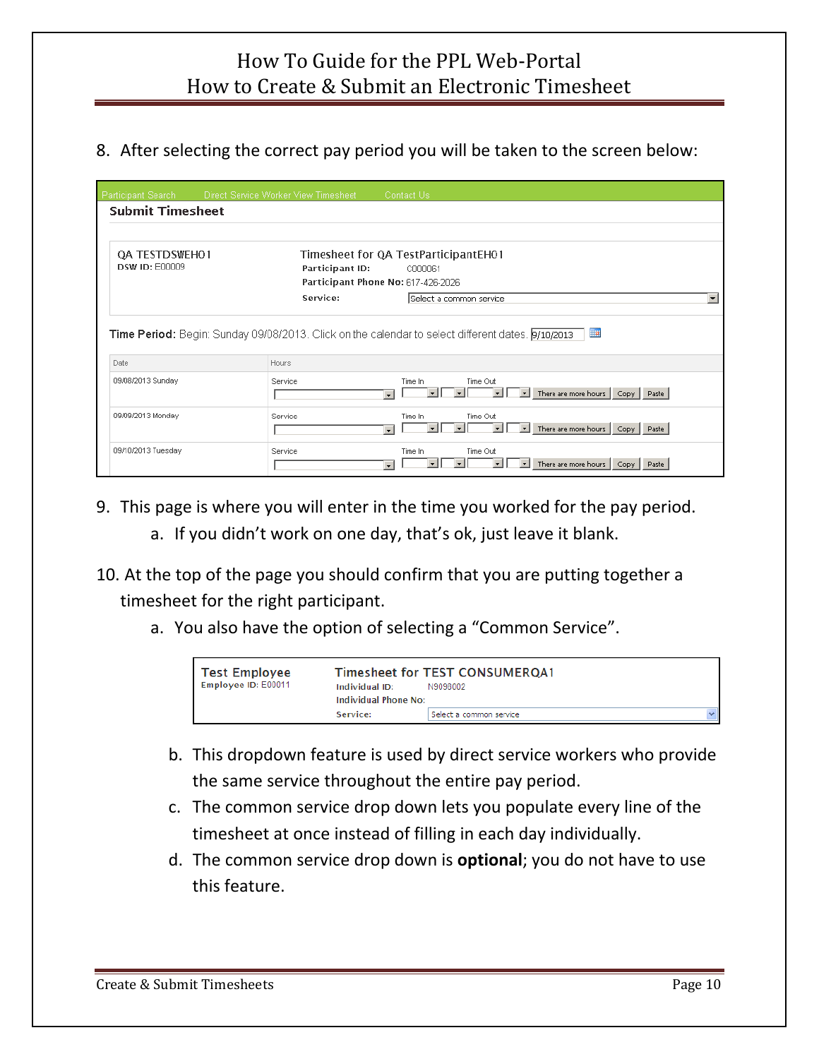8. After selecting the correct pay period you will be taken to the screen below:

Participant Search    Direct Service Worker View Timesheet    Contact Us

**Submit Timesheet**

QA TESTDSWEH01
DSW ID: E00009

Timesheet for QA TestParticipantEH01
Participant ID: C000061
Participant Phone No: 617-426-2026
Service: Select a common service

Time Period: Begin: Sunday 09/08/2013. Click on the calendar to select different dates. 9/10/2013

| Date | Hours |
| --- | --- |
| 09/08/2013 Sunday | Service / Time In / Time Out / There are more hours / Copy / Paste |
| 09/09/2013 Monday | Service / Time In / Time Out / There are more hours / Copy / Paste |
| 09/10/2013 Tuesday | Service / Time In / Time Out / There are more hours / Copy / Paste |

9. This page is where you will enter in the time you worked for the pay period.
   a. If you didn't work on one day, that's ok, just leave it blank.

10. At the top of the page you should confirm that you are putting together a timesheet for the right participant.
    a. You also have the option of selecting a "Common Service".

    Test Employee
    Employee ID: E00011

    Timesheet for TEST CONSUMERQA1
    Individual ID: N9098002
    Individual Phone No:
    Service: Select a common service

    b. This dropdown feature is used by direct service workers who provide the same service throughout the entire pay period.
    c. The common service drop down lets you populate every line of the timesheet at once instead of filling in each day individually.
    d. The common service drop down is **optional**; you do not have to use this feature.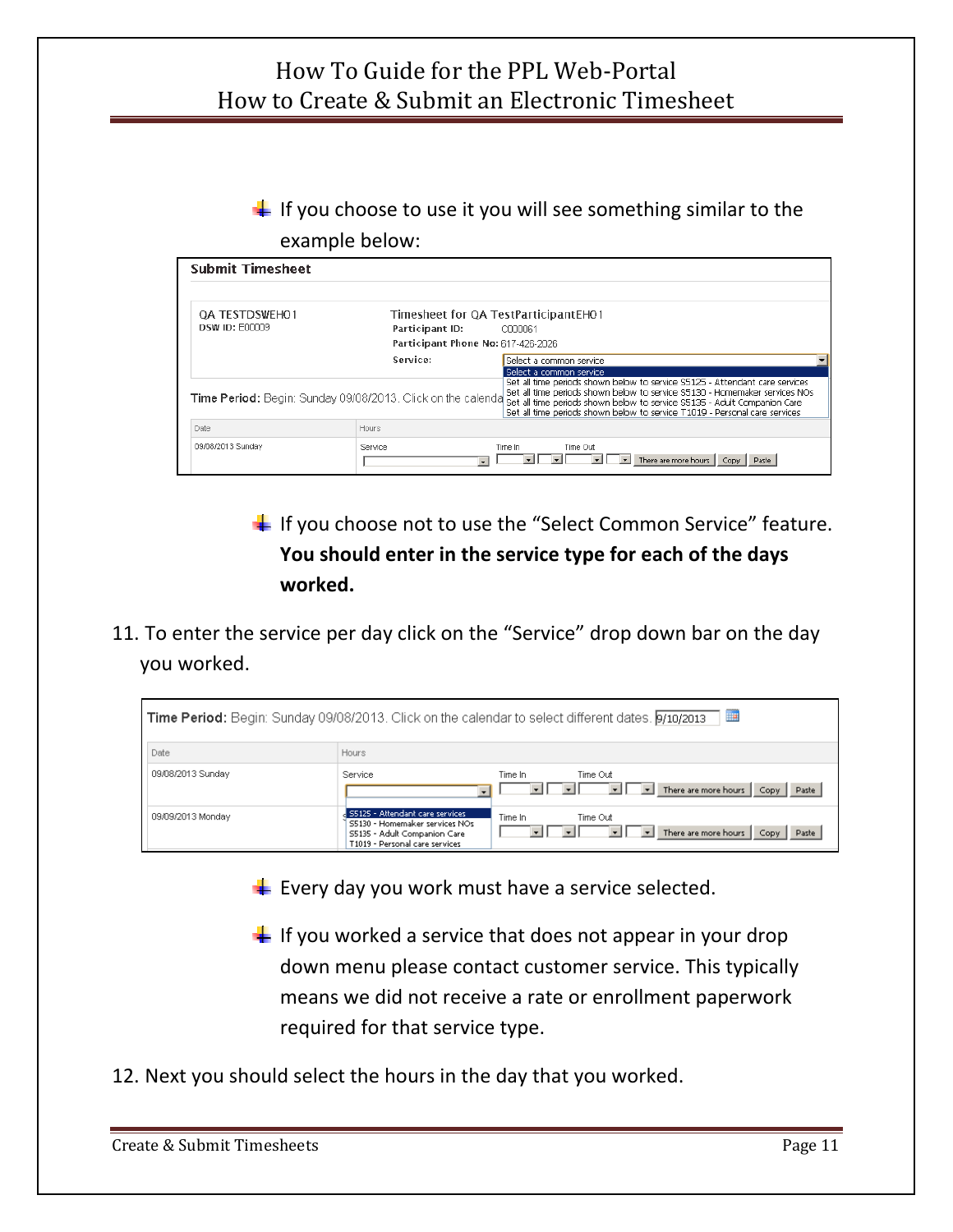- If you choose to use it you will see something similar to the example below:

- If you choose not to use the "Select Common Service" feature. **You should enter in the service type for each of the days worked.**

11. To enter the service per day click on the "Service" drop down bar on the day you worked.

- Every day you work must have a service selected.
- If you worked a service that does not appear in your drop down menu please contact customer service. This typically means we did not receive a rate or enrollment paperwork required for that service type.

12. Next you should select the hours in the day that you worked.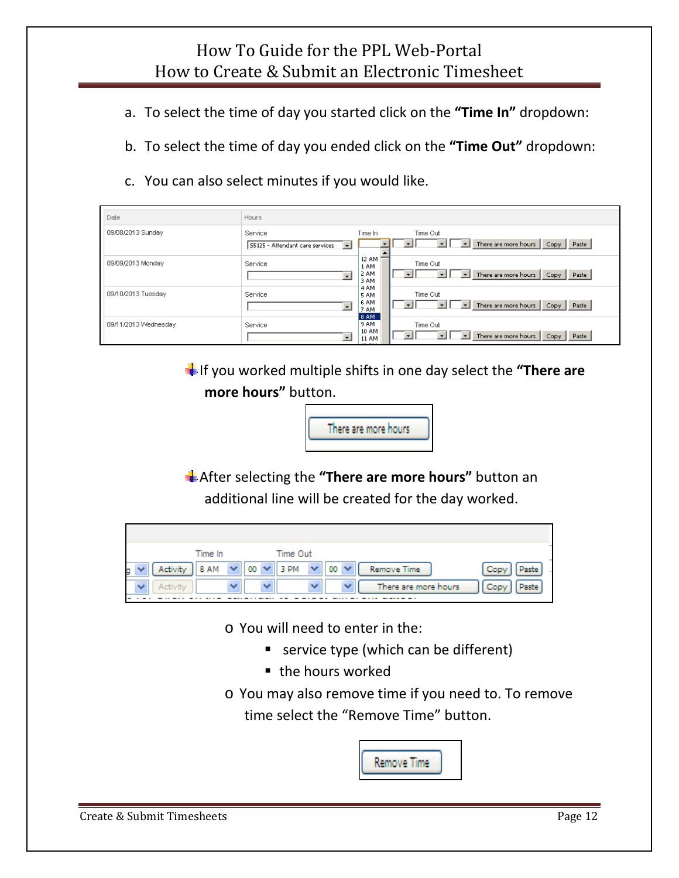a. To select the time of day you started click on the **"Time In"** dropdown:

b. To select the time of day you ended click on the **"Time Out"** dropdown:

c. You can also select minutes if you would like.

- If you worked multiple shifts in one day select the **"There are more hours"** button.

- After selecting the **"There are more hours"** button an additional line will be created for the day worked.

  - You will need to enter in the:
    - service type (which can be different)
    - the hours worked
  - You may also remove time if you need to. To remove time select the "Remove Time" button.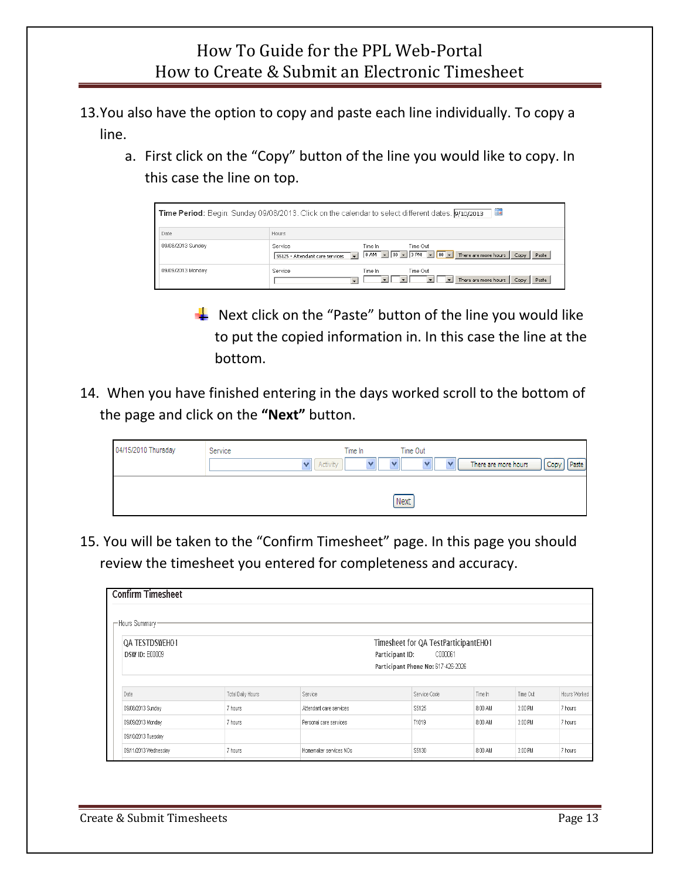13. You also have the option to copy and paste each line individually. To copy a line.
    a. First click on the "Copy" button of the line you would like to copy. In this case the line on top.

| Date | Hours |
| --- | --- |
| 09/08/2013 Sunday | Service: S5125 - Attendant care services; Time In: 8 AM 00; Time Out: 3 PM 00; There are more hours; Copy; Paste |
| 09/09/2013 Monday | Service; Time In; Time Out; There are more hours; Copy; Paste |

- Next click on the "Paste" button of the line you would like to put the copied information in. In this case the line at the bottom.

14. When you have finished entering in the days worked scroll to the bottom of the page and click on the **"Next"** button.

| 04/15/2010 Thursday | Service; Activity; Time In; Time Out; There are more hours; Copy; Paste |
| --- | --- |
| | Next |

15. You will be taken to the "Confirm Timesheet" page. In this page you should review the timesheet you entered for completeness and accuracy.

**Confirm Timesheet**

Hours Summary

QA TESTDSWEH01
DSW ID: E00009

Timesheet for QA TestParticipantEH01
Participant ID: C00061
Participant Phone No: 617-426-2026

| Date | Total Daily Hours | Service | Service Code | Time In | Time Out | Hours Worked |
| --- | --- | --- | --- | --- | --- | --- |
| 09/08/2013 Sunday | 7 hours | Attendant care services | S5125 | 8:00 AM | 3:00 PM | 7 hours |
| 09/09/2013 Monday | 7 hours | Personal care services | T1019 | 8:00 AM | 3:00 PM | 7 hours |
| 09/10/2013 Tuesday | | | | | | |
| 09/11/2013 Wednesday | 7 hours | Homemaker services NOS | S5130 | 8:00 AM | 3:00 PM | 7 hours |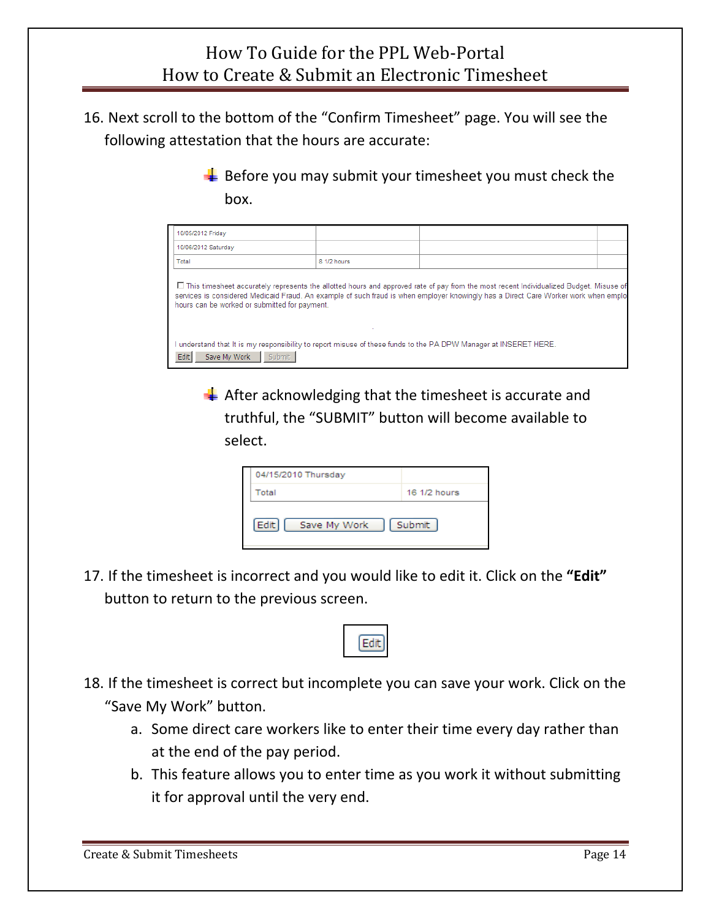16. Next scroll to the bottom of the "Confirm Timesheet" page. You will see the following attestation that the hours are accurate:

   - Before you may submit your timesheet you must check the box.

| 10/05/2012 Friday | | | |
|---|---|---|---|
| 10/06/2012 Saturday | | | |
| Total | 8 1/2 hours | | |

☐ This timesheet accurately represents the allotted hours and approved rate of pay from the most recent Individualized Budget. Misuse of services is considered Medicaid Fraud. An example of such fraud is when employer knowingly has a Direct Care Worker work when emplo hours can be worked or submitted for payment.

I understand that It is my responsibility to report misuse of these funds to the PA DPW Manager at INSERET HERE.

[Edit] [Save My Work] [Submit]

   - After acknowledging that the timesheet is accurate and truthful, the "SUBMIT" button will become available to select.

| 04/15/2010 Thursday | |
|---|---|
| Total | 16 1/2 hours |

[Edit] [Save My Work] [Submit]

17. If the timesheet is incorrect and you would like to edit it. Click on the **"Edit"** button to return to the previous screen.

[Edit]

18. If the timesheet is correct but incomplete you can save your work. Click on the "Save My Work" button.
    a. Some direct care workers like to enter their time every day rather than at the end of the pay period.
    b. This feature allows you to enter time as you work it without submitting it for approval until the very end.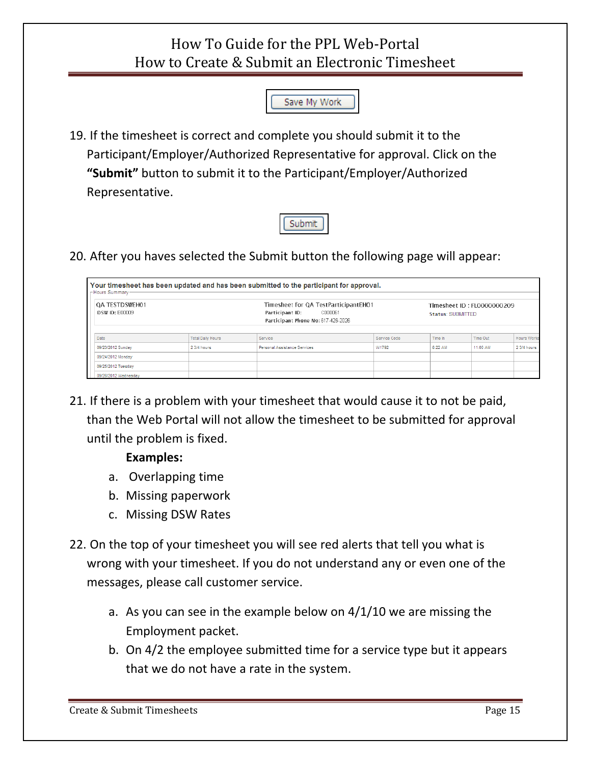Save My Work

19. If the timesheet is correct and complete you should submit it to the Participant/Employer/Authorized Representative for approval. Click on the **"Submit"** button to submit it to the Participant/Employer/Authorized Representative.

Submit

20. After you haves selected the Submit button the following page will appear:

**Your timesheet has been updated and has been submitted to the participant for approval.**

Hours Summary

QA TESTDSWEH01
DSW ID: E00009

Timesheet for QA TestParticipantEH01
Participant ID: C000061
Participant Phone No: 817-426-2026

Timesheet ID : FL0000000209
Status: SUBMITTED

| Date | Total Daily Hours | Service | Service Code | Time In | Time Out | Hours Worked |
|---|---|---|---|---|---|---|
| 09/23/2012 Sunday | 2 3/4 hours | Personal Assistance Services | W1792 | 8:22 AM | 11:00 AM | 2 3/4 hours |
| 09/24/2012 Monday | | | | | | |
| 09/25/2012 Tuesday | | | | | | |
| 09/26/2012 Wednesday | | | | | | |

21. If there is a problem with your timesheet that would cause it to not be paid, than the Web Portal will not allow the timesheet to be submitted for approval until the problem is fixed.

    **Examples:**

    a. Overlapping time
    b. Missing paperwork
    c. Missing DSW Rates

22. On the top of your timesheet you will see red alerts that tell you what is wrong with your timesheet. If you do not understand any or even one of the messages, please call customer service.

    a. As you can see in the example below on 4/1/10 we are missing the Employment packet.
    b. On 4/2 the employee submitted time for a service type but it appears that we do not have a rate in the system.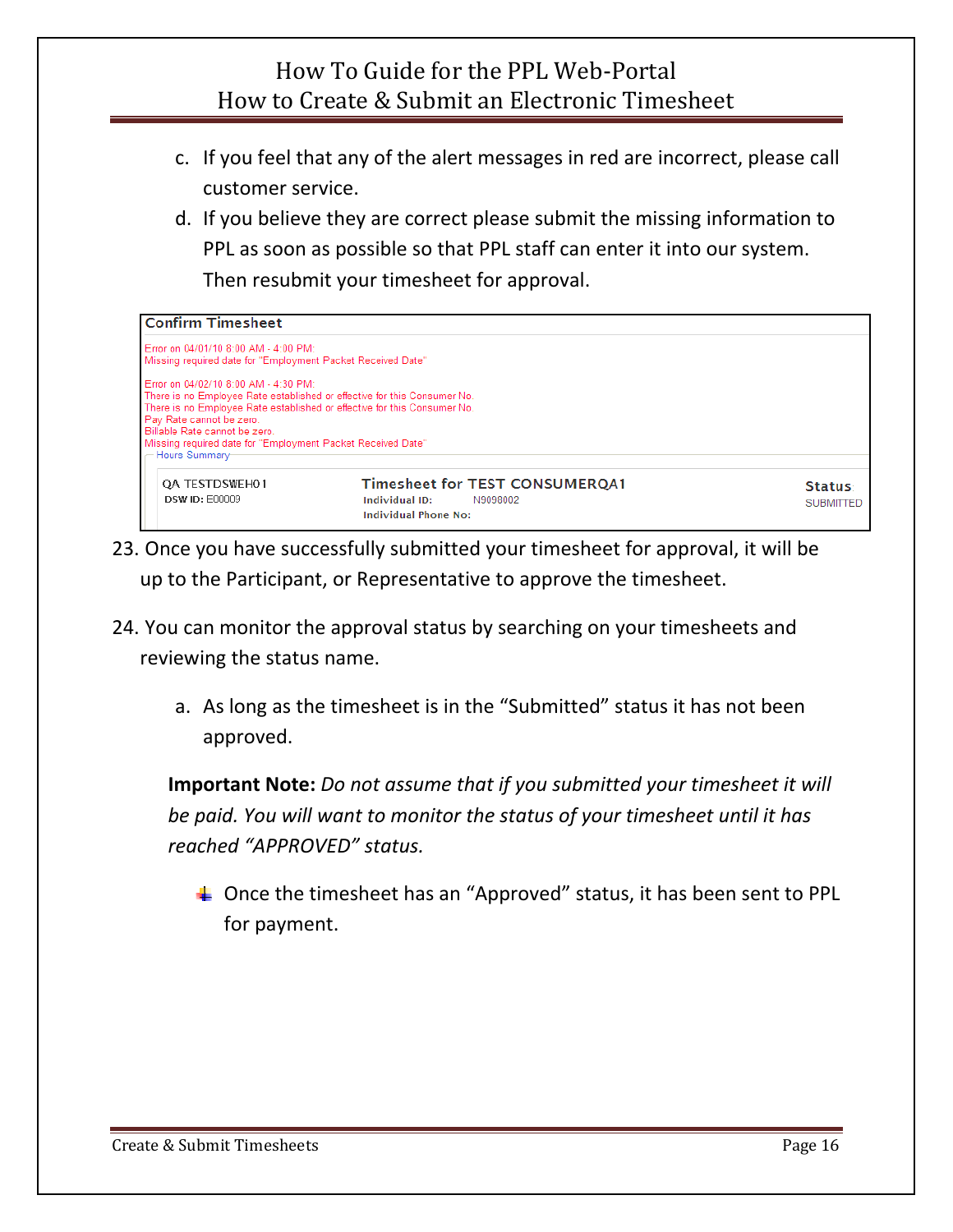c. If you feel that any of the alert messages in red are incorrect, please call customer service.

d. If you believe they are correct please submit the missing information to PPL as soon as possible so that PPL staff can enter it into our system. Then resubmit your timesheet for approval.

**Confirm Timesheet**

Error on 04/01/10 8:00 AM - 4:00 PM:
Missing required date for "Employment Packet Received Date"

Error on 04/02/10 8:00 AM - 4:30 PM:
There is no Employee Rate established or effective for this Consumer No.
There is no Employee Rate established or effective for this Consumer No.
Pay Rate cannot be zero.
Billable Rate cannot be zero.
Missing required date for "Employment Packet Received Date"

Hours Summary

| QA TESTDSWEH01<br>DSW ID: E00009 | Timesheet for TEST CONSUMERQA1<br>Individual ID: N9098002<br>Individual Phone No: | Status:<br>SUBMITTED |
|---|---|---|

23. Once you have successfully submitted your timesheet for approval, it will be up to the Participant, or Representative to approve the timesheet.

24. You can monitor the approval status by searching on your timesheets and reviewing the status name.

    a. As long as the timesheet is in the "Submitted" status it has not been approved.

    **Important Note:** *Do not assume that if you submitted your timesheet it will be paid. You will want to monitor the status of your timesheet until it has reached "APPROVED" status.*

    - Once the timesheet has an "Approved" status, it has been sent to PPL for payment.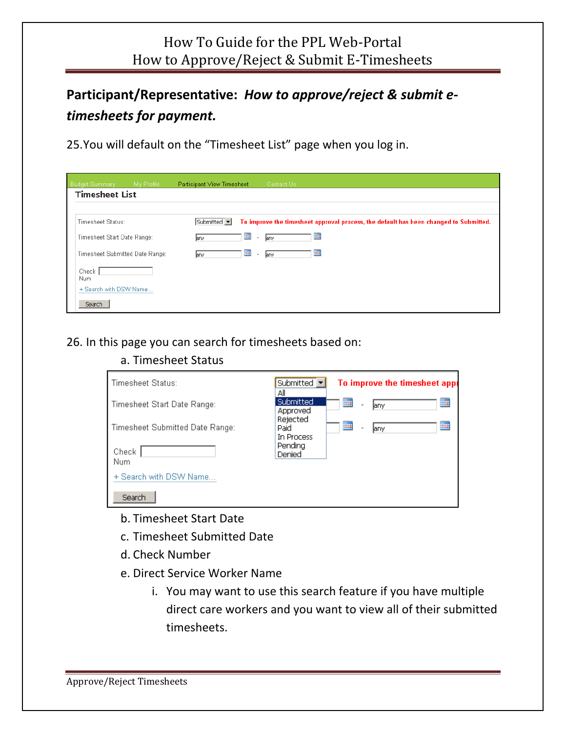## Participant/Representative: *How to approve/reject & submit e-timesheets for payment.*

25. You will default on the "Timesheet List" page when you log in.

Budget Summary    My Profile    Participant View Timesheet    Contact Us

**Timesheet List**

Timesheet Status: Submitted — To improve the timesheet approval process, the default has been changed to Submitted.

Timesheet Start Date Range: any - any

Timesheet Submitted Date Range: any - any

Check Num

+ Search with DSW Name...

Search

26. In this page you can search for timesheets based on:

   a. Timesheet Status

   Timesheet Status: Submitted — To improve the timesheet app

   - All
   - Submitted
   - Approved
   - Rejected
   - Paid
   - In Process
   - Pending
   - Denied

   Timesheet Start Date Range: any

   Timesheet Submitted Date Range: any

   Check Num

   + Search with DSW Name...

   Search

   b. Timesheet Start Date

   c. Timesheet Submitted Date

   d. Check Number

   e. Direct Service Worker Name

      i. You may want to use this search feature if you have multiple direct care workers and you want to view all of their submitted timesheets.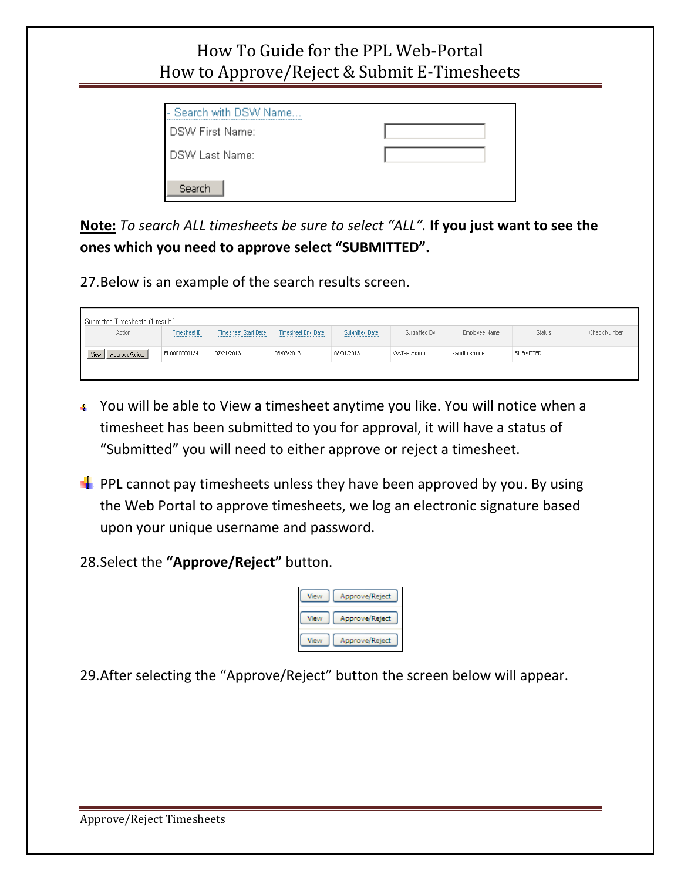- Search with DSW Name...

DSW First Name:

DSW Last Name:

Search

**Note:** *To search ALL timesheets be sure to select "ALL".* **If you just want to see the ones which you need to approve select "SUBMITTED".**

27. Below is an example of the search results screen.

Submitted Timesheets (1 result.)

| Action | Timesheet ID | Timesheet Start Date | Timesheet End Date | Submitted Date | Submitted By | Employee Name | Status | Check Number |
|---|---|---|---|---|---|---|---|---|
| View Approve/Reject | FL0000000134 | 07/21/2013 | 08/03/2013 | 08/01/2013 | QATestAdmin | sandip shinde | SUBMITTED | |

- You will be able to View a timesheet anytime you like. You will notice when a timesheet has been submitted to you for approval, it will have a status of "Submitted" you will need to either approve or reject a timesheet.
- PPL cannot pay timesheets unless they have been approved by you. By using the Web Portal to approve timesheets, we log an electronic signature based upon your unique username and password.

28. Select the **"Approve/Reject"** button.

| | |
|---|---|
| View | Approve/Reject |
| View | Approve/Reject |
| View | Approve/Reject |

29. After selecting the "Approve/Reject" button the screen below will appear.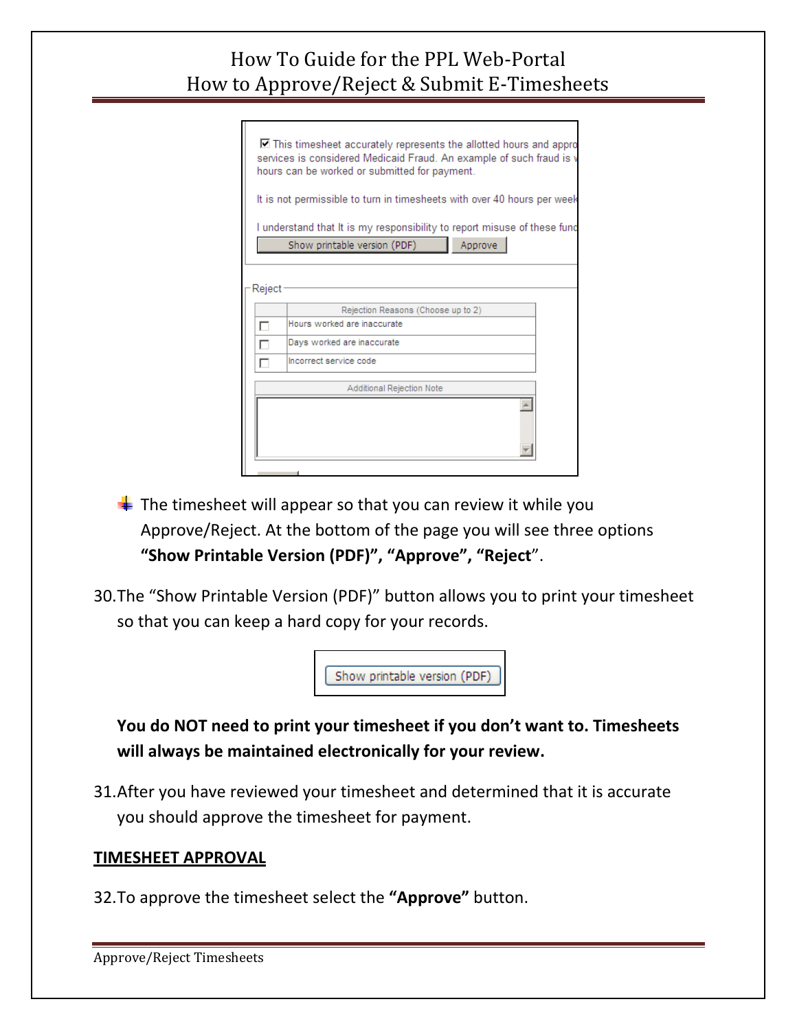- The timesheet will appear so that you can review it while you Approve/Reject. At the bottom of the page you will see three options **"Show Printable Version (PDF)", "Approve", "Reject"**.

30. The "Show Printable Version (PDF)" button allows you to print your timesheet so that you can keep a hard copy for your records.

    **You do NOT need to print your timesheet if you don't want to. Timesheets will always be maintained electronically for your review.**

31. After you have reviewed your timesheet and determined that it is accurate you should approve the timesheet for payment.

**TIMESHEET APPROVAL**

32. To approve the timesheet select the **"Approve"** button.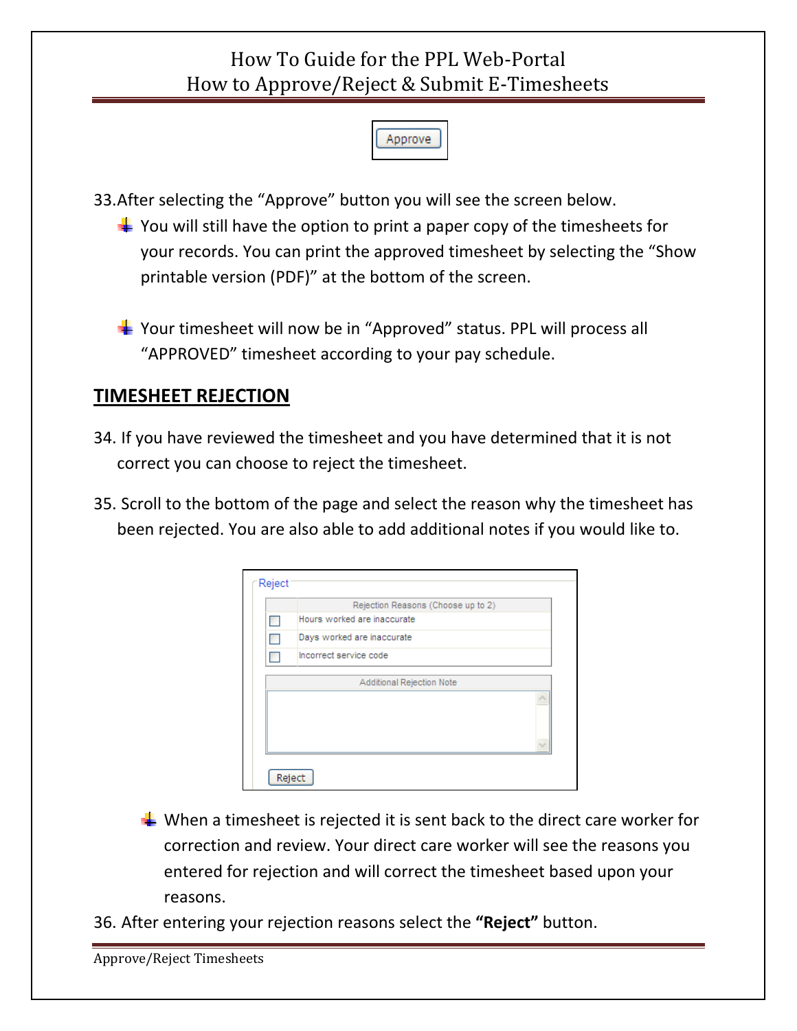Approve

33. After selecting the "Approve" button you will see the screen below.
   - You will still have the option to print a paper copy of the timesheets for your records. You can print the approved timesheet by selecting the "Show printable version (PDF)" at the bottom of the screen.
   - Your timesheet will now be in "Approved" status. PPL will process all "APPROVED" timesheet according to your pay schedule.

## TIMESHEET REJECTION

34. If you have reviewed the timesheet and you have determined that it is not correct you can choose to reject the timesheet.

35. Scroll to the bottom of the page and select the reason why the timesheet has been rejected. You are also able to add additional notes if you would like to.

Reject

| | Rejection Reasons (Choose up to 2) |
|---|---|
| ☐ | Hours worked are inaccurate |
| ☐ | Days worked are inaccurate |
| ☐ | Incorrect service code |

Additional Rejection Note

Reject

   - When a timesheet is rejected it is sent back to the direct care worker for correction and review. Your direct care worker will see the reasons you entered for rejection and will correct the timesheet based upon your reasons.

36. After entering your rejection reasons select the **"Reject"** button.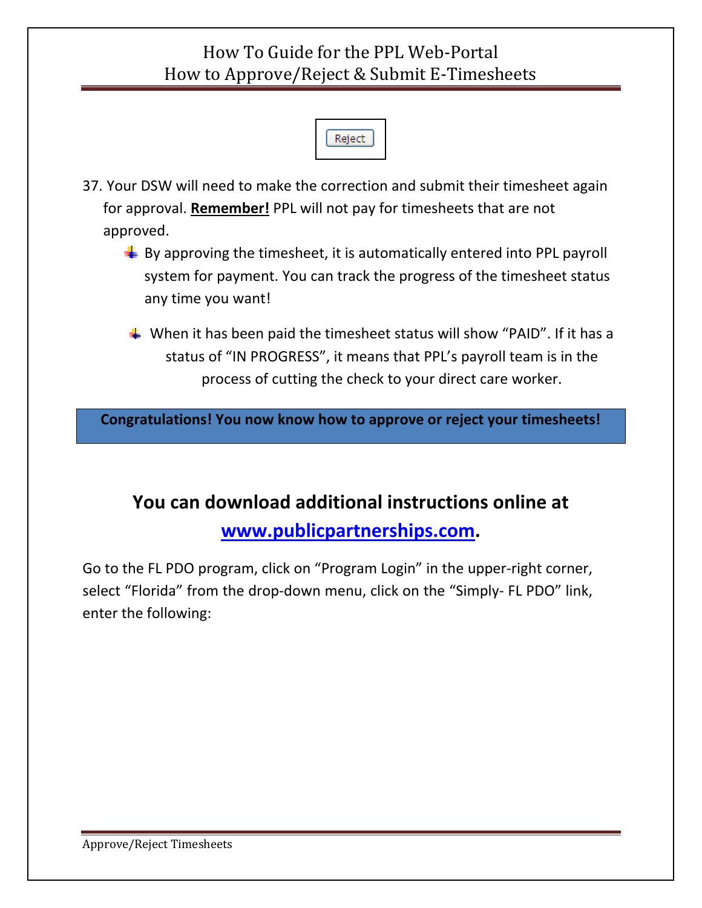Reject

37. Your DSW will need to make the correction and submit their timesheet again for approval. **<u>Remember!</u>** PPL will not pay for timesheets that are not approved.
    - By approving the timesheet, it is automatically entered into PPL payroll system for payment. You can track the progress of the timesheet status any time you want!
    - When it has been paid the timesheet status will show "PAID". If it has a status of "IN PROGRESS", it means that PPL's payroll team is in the process of cutting the check to your direct care worker.

**Congratulations! You now know how to approve or reject your timesheets!**

## You can download additional instructions online at [www.publicpartnerships.com](http://www.publicpartnerships.com).

Go to the FL PDO program, click on "Program Login" in the upper-right corner, select "Florida" from the drop-down menu, click on the "Simply- FL PDO" link, enter the following: